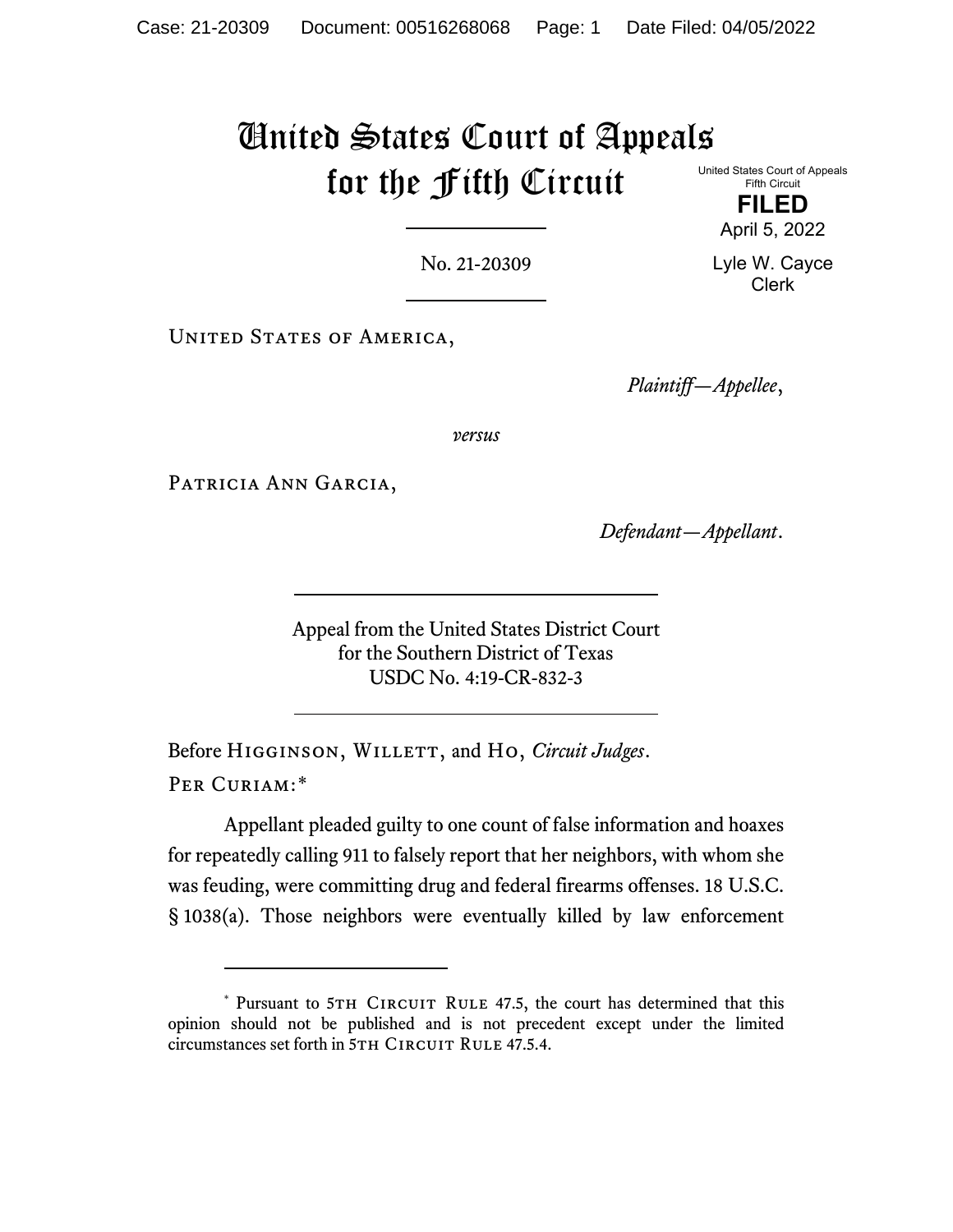# United States Court of Appeals for the Fifth Circuit

United States Court of Appeals
Fifth Circuit

**FILED**

April 5, 2022

Lyle W. Cayce
Clerk

No. 21-20309

United States of America,

*Plaintiff—Appellee*,

*versus*

Patricia Ann Garcia,

*Defendant—Appellant*.

Appeal from the United States District Court
for the Southern District of Texas
USDC No. 4:19-CR-832-3

Before Higginson, Willett, and Ho, *Circuit Judges*.

Per Curiam:*

Appellant pleaded guilty to one count of false information and hoaxes for repeatedly calling 911 to falsely report that her neighbors, with whom she was feuding, were committing drug and federal firearms offenses. 18 U.S.C. § 1038(a). Those neighbors were eventually killed by law enforcement

---

\* Pursuant to 5th Circuit Rule 47.5, the court has determined that this opinion should not be published and is not precedent except under the limited circumstances set forth in 5th Circuit Rule 47.5.4.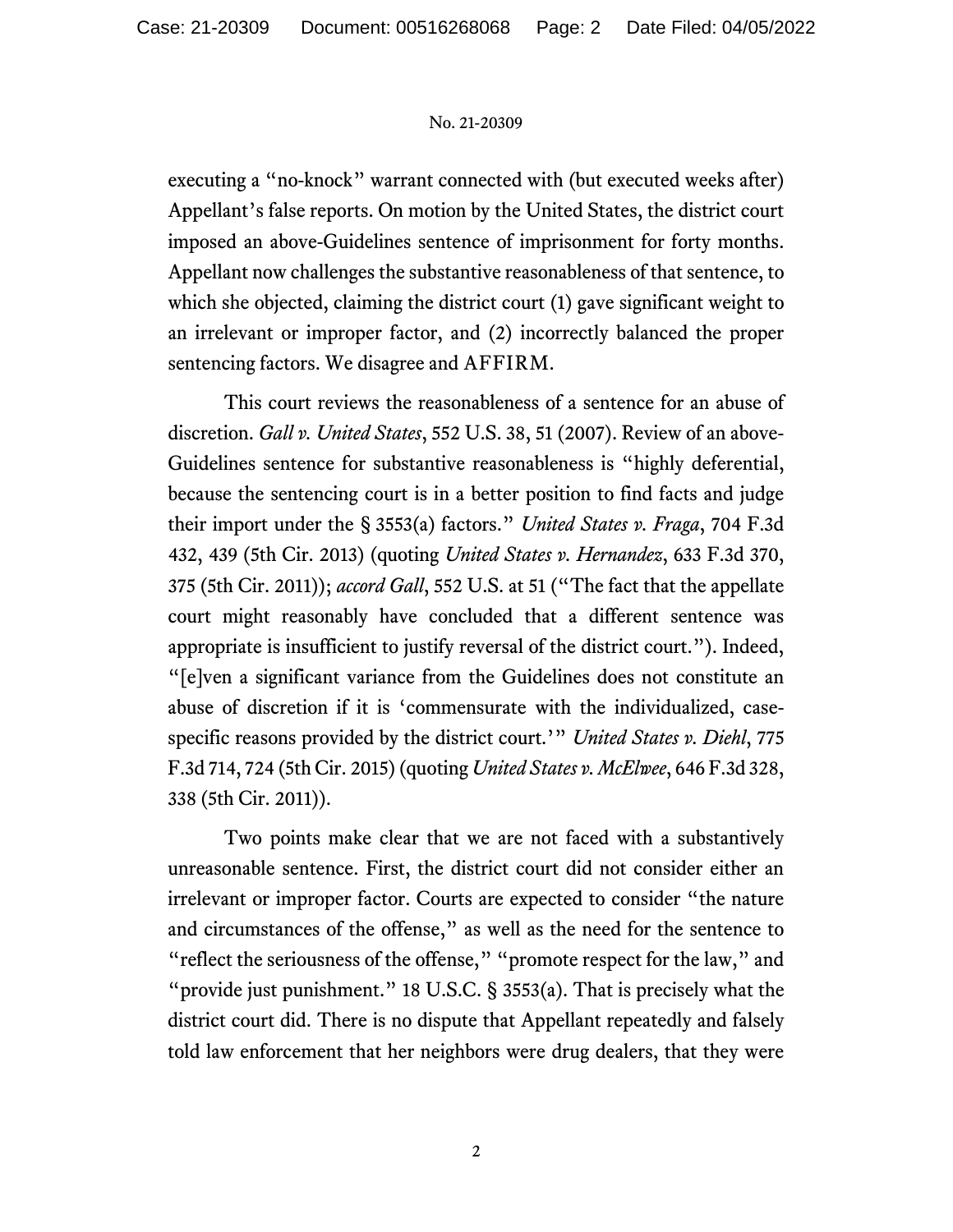executing a "no-knock" warrant connected with (but executed weeks after) Appellant's false reports. On motion by the United States, the district court imposed an above-Guidelines sentence of imprisonment for forty months. Appellant now challenges the substantive reasonableness of that sentence, to which she objected, claiming the district court (1) gave significant weight to an irrelevant or improper factor, and (2) incorrectly balanced the proper sentencing factors. We disagree and AFFIRM.

This court reviews the reasonableness of a sentence for an abuse of discretion. *Gall v. United States*, 552 U.S. 38, 51 (2007). Review of an above-Guidelines sentence for substantive reasonableness is "highly deferential, because the sentencing court is in a better position to find facts and judge their import under the § 3553(a) factors." *United States v. Fraga*, 704 F.3d 432, 439 (5th Cir. 2013) (quoting *United States v. Hernandez*, 633 F.3d 370, 375 (5th Cir. 2011)); *accord Gall*, 552 U.S. at 51 ("The fact that the appellate court might reasonably have concluded that a different sentence was appropriate is insufficient to justify reversal of the district court."). Indeed, "[e]ven a significant variance from the Guidelines does not constitute an abuse of discretion if it is 'commensurate with the individualized, case-specific reasons provided by the district court.'" *United States v. Diehl*, 775 F.3d 714, 724 (5th Cir. 2015) (quoting *United States v. McElwee*, 646 F.3d 328, 338 (5th Cir. 2011)).

Two points make clear that we are not faced with a substantively unreasonable sentence. First, the district court did not consider either an irrelevant or improper factor. Courts are expected to consider "the nature and circumstances of the offense," as well as the need for the sentence to "reflect the seriousness of the offense," "promote respect for the law," and "provide just punishment." 18 U.S.C. § 3553(a). That is precisely what the district court did. There is no dispute that Appellant repeatedly and falsely told law enforcement that her neighbors were drug dealers, that they were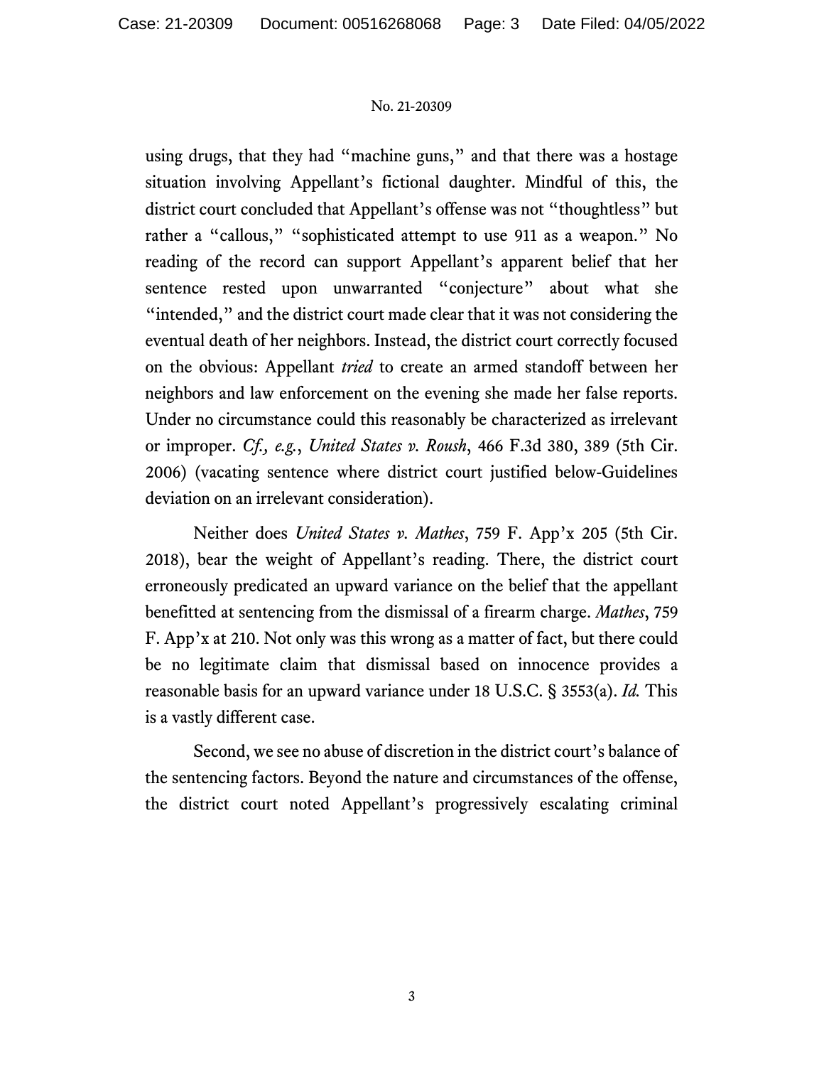using drugs, that they had "machine guns," and that there was a hostage situation involving Appellant's fictional daughter. Mindful of this, the district court concluded that Appellant's offense was not "thoughtless" but rather a "callous," "sophisticated attempt to use 911 as a weapon." No reading of the record can support Appellant's apparent belief that her sentence rested upon unwarranted "conjecture" about what she "intended," and the district court made clear that it was not considering the eventual death of her neighbors. Instead, the district court correctly focused on the obvious: Appellant *tried* to create an armed standoff between her neighbors and law enforcement on the evening she made her false reports. Under no circumstance could this reasonably be characterized as irrelevant or improper. *Cf., e.g.*, *United States v. Roush*, 466 F.3d 380, 389 (5th Cir. 2006) (vacating sentence where district court justified below-Guidelines deviation on an irrelevant consideration).

Neither does *United States v. Mathes*, 759 F. App'x 205 (5th Cir. 2018), bear the weight of Appellant's reading. There, the district court erroneously predicated an upward variance on the belief that the appellant benefitted at sentencing from the dismissal of a firearm charge. *Mathes*, 759 F. App'x at 210. Not only was this wrong as a matter of fact, but there could be no legitimate claim that dismissal based on innocence provides a reasonable basis for an upward variance under 18 U.S.C. § 3553(a). *Id.* This is a vastly different case.

Second, we see no abuse of discretion in the district court's balance of the sentencing factors. Beyond the nature and circumstances of the offense, the district court noted Appellant's progressively escalating criminal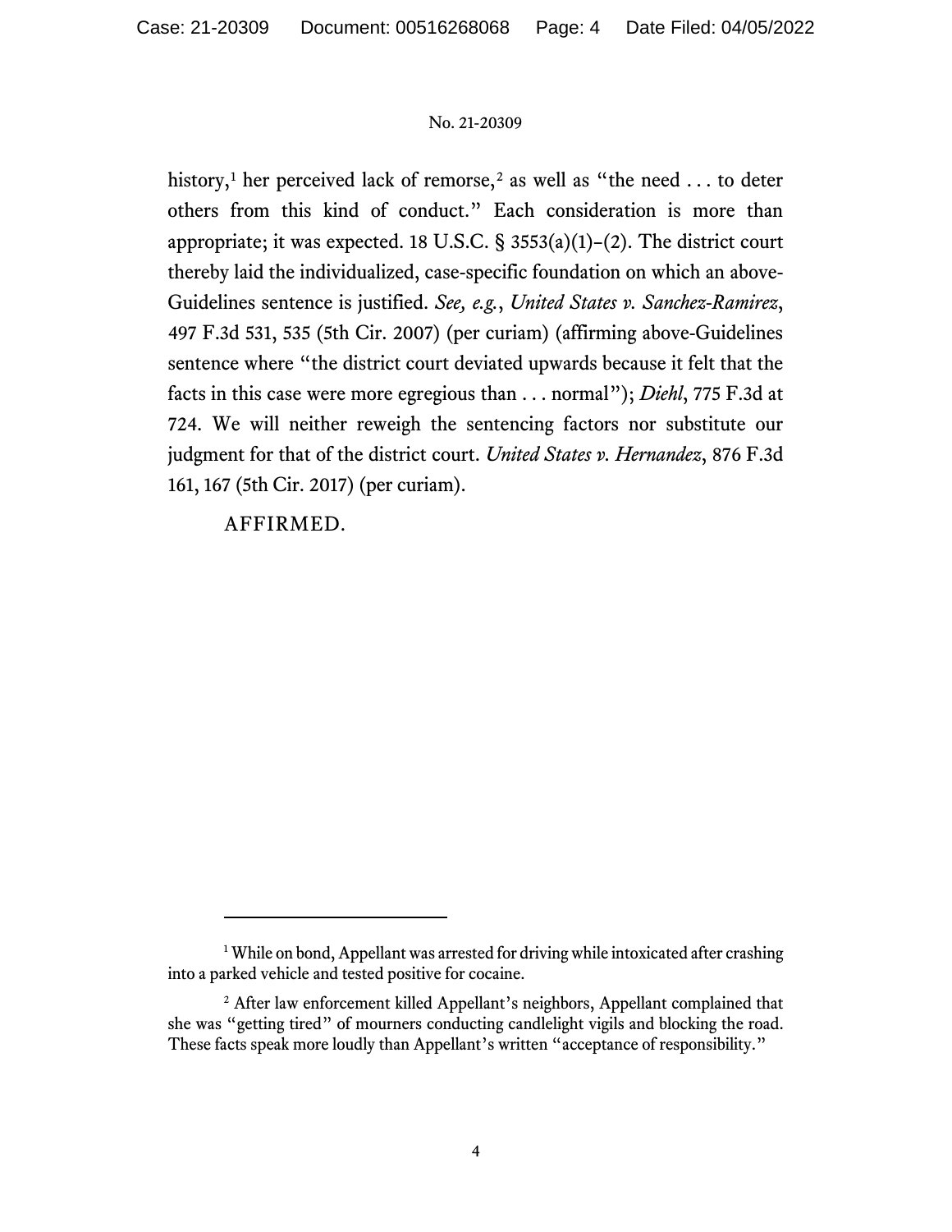history,[1] her perceived lack of remorse,[2] as well as "the need . . . to deter others from this kind of conduct." Each consideration is more than appropriate; it was expected. 18 U.S.C. § 3553(a)(1)–(2). The district court thereby laid the individualized, case-specific foundation on which an above-Guidelines sentence is justified. *See, e.g.*, *United States v. Sanchez-Ramirez*, 497 F.3d 531, 535 (5th Cir. 2007) (per curiam) (affirming above-Guidelines sentence where "the district court deviated upwards because it felt that the facts in this case were more egregious than . . . normal"); *Diehl*, 775 F.3d at 724. We will neither reweigh the sentencing factors nor substitute our judgment for that of the district court. *United States v. Hernandez*, 876 F.3d 161, 167 (5th Cir. 2017) (per curiam).

AFFIRMED.

---

[1] While on bond, Appellant was arrested for driving while intoxicated after crashing into a parked vehicle and tested positive for cocaine.

[2] After law enforcement killed Appellant's neighbors, Appellant complained that she was "getting tired" of mourners conducting candlelight vigils and blocking the road. These facts speak more loudly than Appellant's written "acceptance of responsibility."